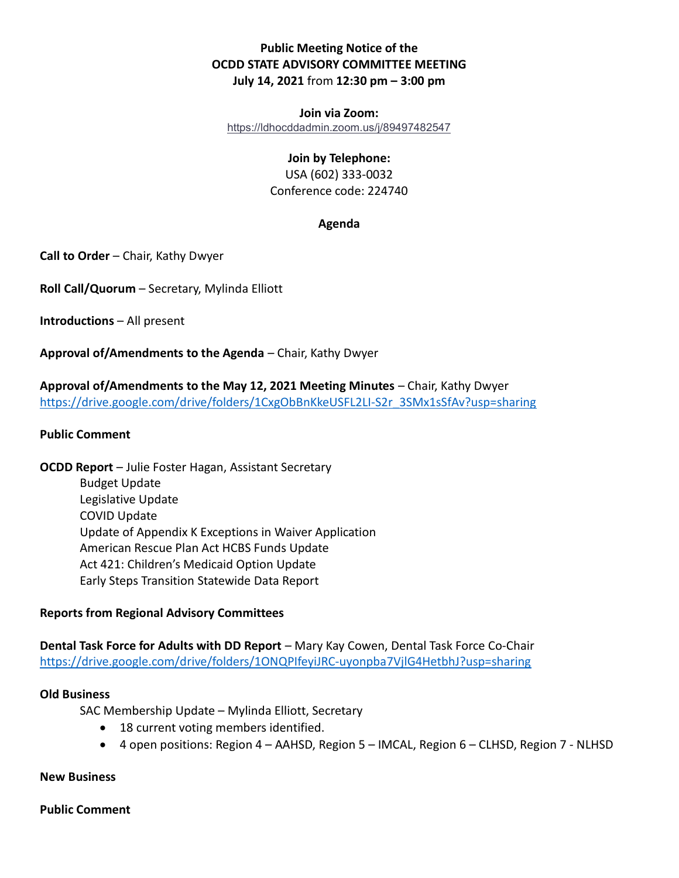**Public Meeting Notice of the**
**OCDD STATE ADVISORY COMMITTEE MEETING**
**July 14, 2021** from **12:30 pm – 3:00 pm**

**Join via Zoom:**
https://ldhocddadmin.zoom.us/j/89497482547

**Join by Telephone:**
USA (602) 333-0032
Conference code: 224740

**Agenda**

**Call to Order** – Chair, Kathy Dwyer

**Roll Call/Quorum** – Secretary, Mylinda Elliott

**Introductions** – All present

**Approval of/Amendments to the Agenda** – Chair, Kathy Dwyer

**Approval of/Amendments to the May 12, 2021 Meeting Minutes** – Chair, Kathy Dwyer
https://drive.google.com/drive/folders/1CxgObBnKkeUSFL2LI-S2r_3SMx1sSfAv?usp=sharing

**Public Comment**

**OCDD Report** – Julie Foster Hagan, Assistant Secretary

- Budget Update
- Legislative Update
- COVID Update
- Update of Appendix K Exceptions in Waiver Application
- American Rescue Plan Act HCBS Funds Update
- Act 421: Children's Medicaid Option Update
- Early Steps Transition Statewide Data Report

**Reports from Regional Advisory Committees**

**Dental Task Force for Adults with DD Report** – Mary Kay Cowen, Dental Task Force Co-Chair
https://drive.google.com/drive/folders/1ONQPIfeyiJRC-uyonpba7VjlG4HetbhJ?usp=sharing

**Old Business**

SAC Membership Update – Mylinda Elliott, Secretary

- 18 current voting members identified.
- 4 open positions: Region 4 – AAHSD, Region 5 – IMCAL, Region 6 – CLHSD, Region 7 - NLHSD

**New Business**

**Public Comment**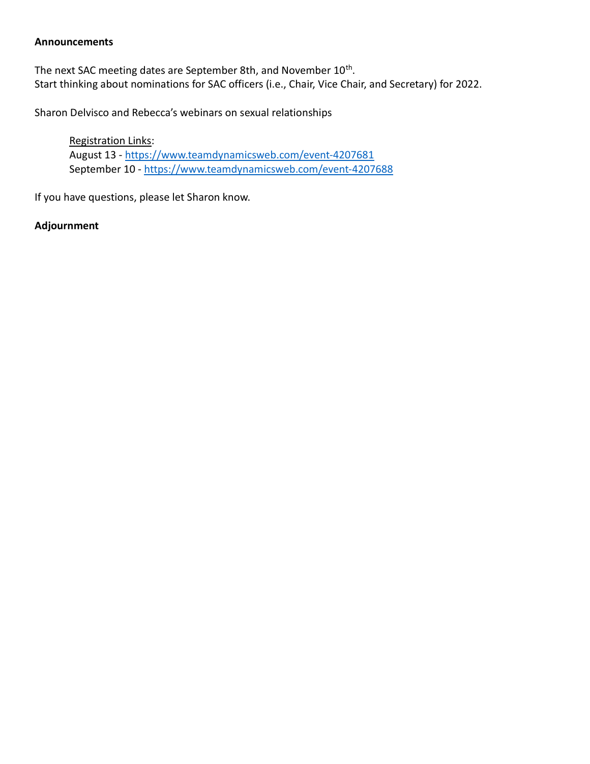**Announcements**

The next SAC meeting dates are September 8th, and November 10th.
Start thinking about nominations for SAC officers (i.e., Chair, Vice Chair, and Secretary) for 2022.

Sharon Delvisco and Rebecca's webinars on sexual relationships

Registration Links:
August 13 - https://www.teamdynamicsweb.com/event-4207681
September 10 - https://www.teamdynamicsweb.com/event-4207688

If you have questions, please let Sharon know.

**Adjournment**